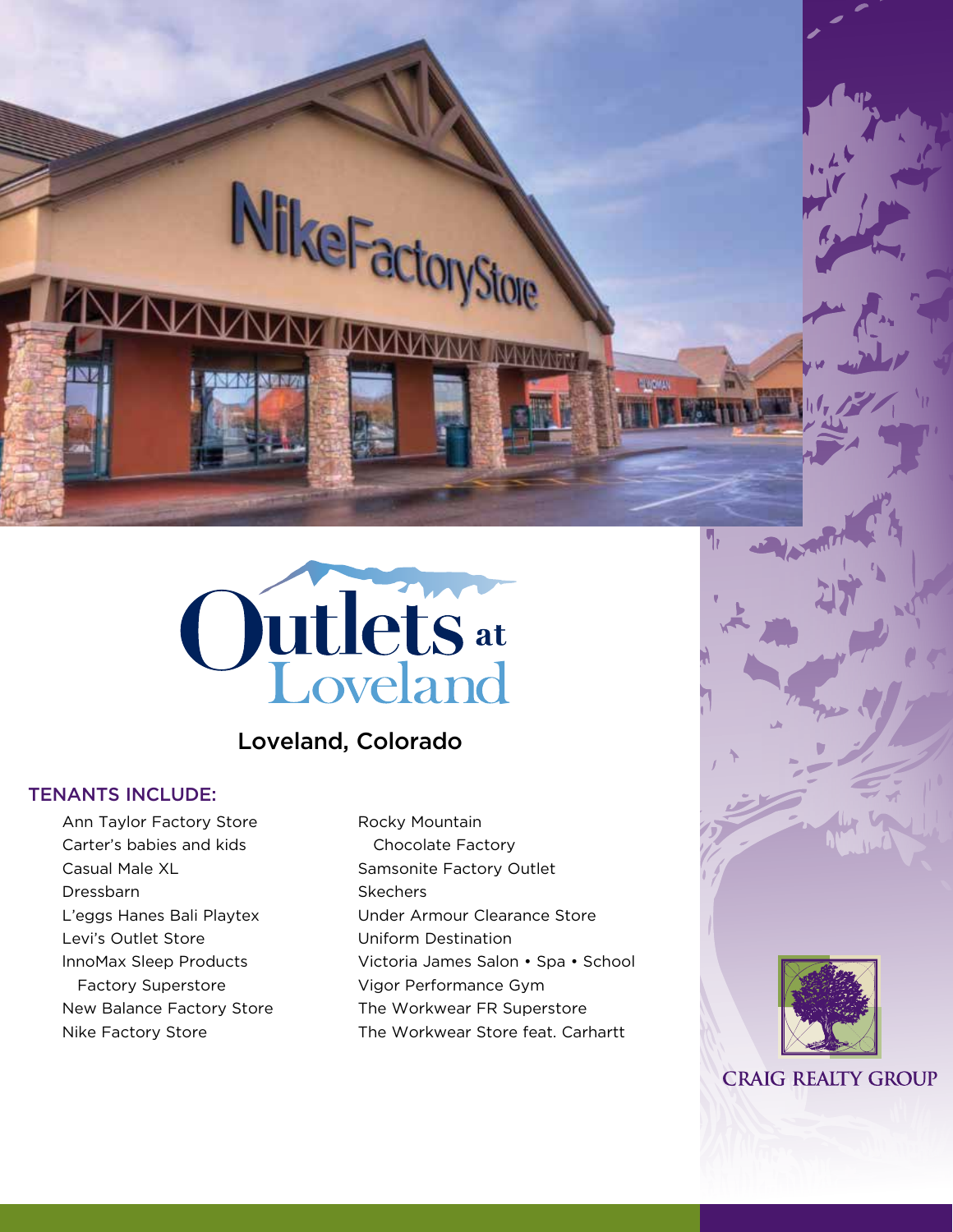# Outlets at Loveland

## Loveland, Colorado

### TENANTS INCLUDE:

- Ann Taylor Factory Store
- Carter's babies and kids
- Casual Male XL
- Dressbarn
- L'eggs Hanes Bali Playtex
- Levi's Outlet Store
- InnoMax Sleep Products Factory Superstore
- New Balance Factory Store
- Nike Factory Store
- Rocky Mountain Chocolate Factory
- Samsonite Factory Outlet
- Skechers
- Under Armour Clearance Store
- Uniform Destination
- Victoria James Salon • Spa • School
- Vigor Performance Gym
- The Workwear FR Superstore
- The Workwear Store feat. Carhartt

CRAIG REALTY GROUP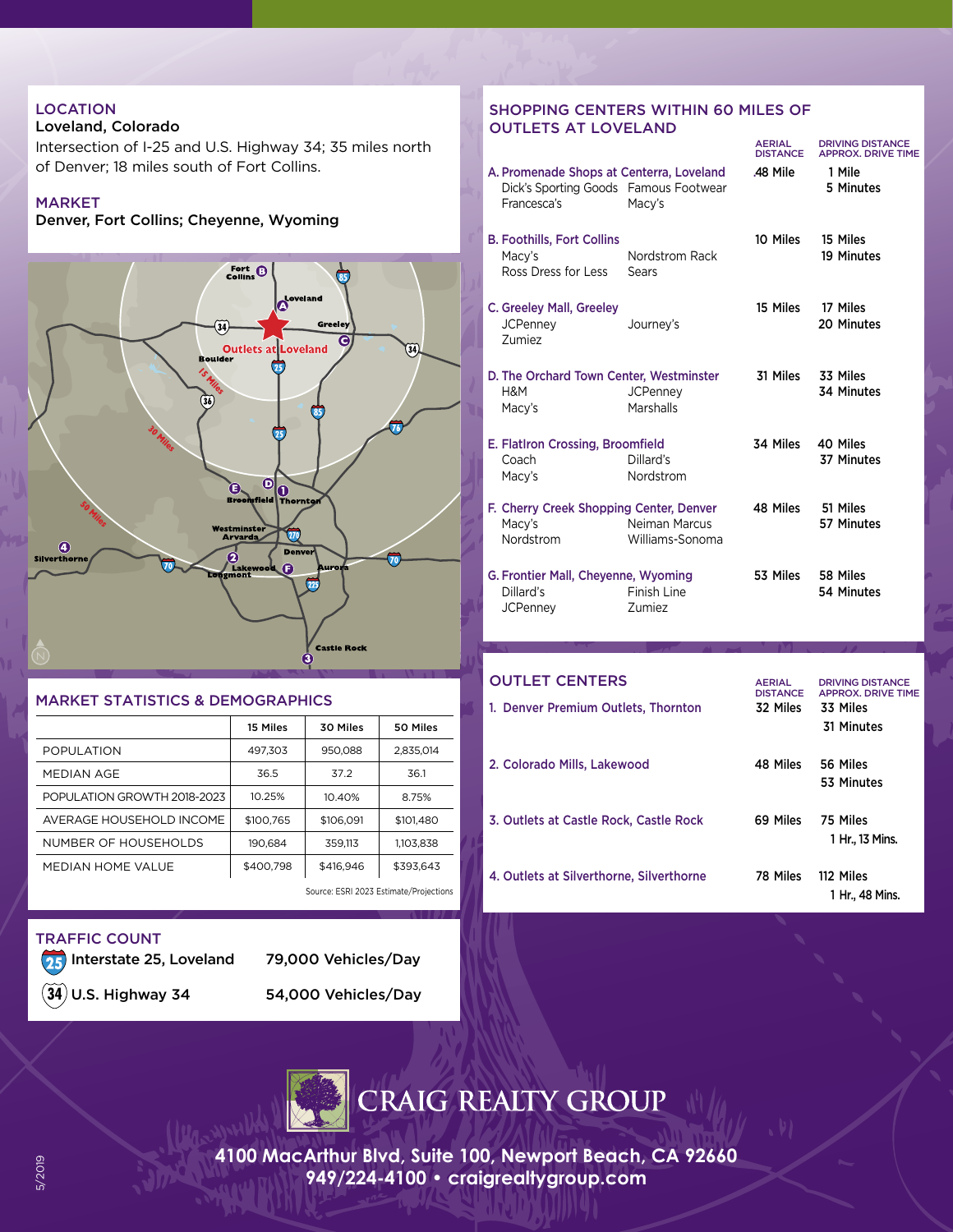## LOCATION

**Loveland, Colorado**

Intersection of I-25 and U.S. Highway 34; 35 miles north of Denver; 18 miles south of Fort Collins.

## MARKET

**Denver, Fort Collins; Cheyenne, Wyoming**

Fort Collins
Loveland
Greeley
Outlets at Loveland
Boulder
15 Miles
30 Miles
50 Miles
Broomfield
Thornton
Westminster
Arvarda
Denver
Silverthorne
Lakewood
Longmont
Aurora
Castle Rock
N

## MARKET STATISTICS & DEMOGRAPHICS

| | 15 Miles | 30 Miles | 50 Miles |
|---|---|---|---|
| POPULATION | 497,303 | 950,088 | 2,835,014 |
| MEDIAN AGE | 36.5 | 37.2 | 36.1 |
| POPULATION GROWTH 2018-2023 | 10.25% | 10.40% | 8.75% |
| AVERAGE HOUSEHOLD INCOME | $100,765 | $106,091 | $101,480 |
| NUMBER OF HOUSEHOLDS | 190,684 | 359,113 | 1,103,838 |
| MEDIAN HOME VALUE | $400,798 | $416,946 | $393,643 |

Source: ESRI 2023 Estimate/Projections

## TRAFFIC COUNT

| | |
|---|---|
| 25 Interstate 25, Loveland | 79,000 Vehicles/Day |
| 34 U.S. Highway 34 | 54,000 Vehicles/Day |

## SHOPPING CENTERS WITHIN 60 MILES OF OUTLETS AT LOVELAND

| | AERIAL DISTANCE | DRIVING DISTANCE APPROX. DRIVE TIME |
|---|---|---|
| **A. Promenade Shops at Centerra, Loveland** — Dick's Sporting Goods, Famous Footwear, Francesca's, Macy's | .48 Mile | 1 Mile, 5 Minutes |
| **B. Foothills, Fort Collins** — Macy's, Nordstrom Rack, Ross Dress for Less, Sears | 10 Miles | 15 Miles, 19 Minutes |
| **C. Greeley Mall, Greeley** — JCPenney, Journey's, Zumiez | 15 Miles | 17 Miles, 20 Minutes |
| **D. The Orchard Town Center, Westminster** — H&M, JCPenney, Macy's, Marshalls | 31 Miles | 33 Miles, 34 Minutes |
| **E. FlatIron Crossing, Broomfield** — Coach, Dillard's, Macy's, Nordstrom | 34 Miles | 40 Miles, 37 Minutes |
| **F. Cherry Creek Shopping Center, Denver** — Macy's, Neiman Marcus, Nordstrom, Williams-Sonoma | 48 Miles | 51 Miles, 57 Minutes |
| **G. Frontier Mall, Cheyenne, Wyoming** — Dillard's, Finish Line, JCPenney, Zumiez | 53 Miles | 58 Miles, 54 Minutes |

## OUTLET CENTERS

| | AERIAL DISTANCE | DRIVING DISTANCE APPROX. DRIVE TIME |
|---|---|---|
| 1. Denver Premium Outlets, Thornton | 32 Miles | 33 Miles, 31 Minutes |
| 2. Colorado Mills, Lakewood | 48 Miles | 56 Miles, 53 Minutes |
| 3. Outlets at Castle Rock, Castle Rock | 69 Miles | 75 Miles, 1 Hr., 13 Mins. |
| 4. Outlets at Silverthorne, Silverthorne | 78 Miles | 112 Miles, 1 Hr., 48 Mins. |

**CRAIG REALTY GROUP**

**4100 MacArthur Blvd, Suite 100, Newport Beach, CA 92660**
**949/224-4100 • craigrealtygroup.com**

5/2019